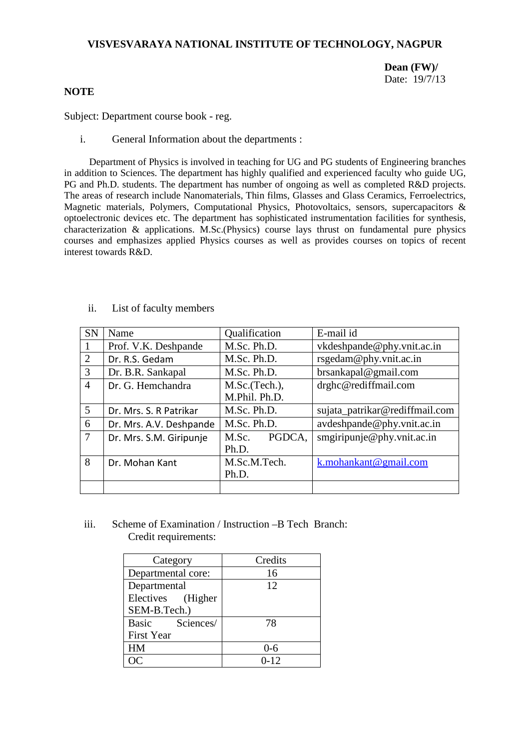# VISVESVARAYA NATIONAL INSTITUTE OF TECHNOLOGY, NAGPUR

**Dean (FW)/**
Date: 19/7/13

**NOTE**

Subject: Department course book - reg.

i. General Information about the departments :

Department of Physics is involved in teaching for UG and PG students of Engineering branches in addition to Sciences. The department has highly qualified and experienced faculty who guide UG, PG and Ph.D. students. The department has number of ongoing as well as completed R&D projects. The areas of research include Nanomaterials, Thin films, Glasses and Glass Ceramics, Ferroelectrics, Magnetic materials, Polymers, Computational Physics, Photovoltaics, sensors, supercapacitors & optoelectronic devices etc. The department has sophisticated instrumentation facilities for synthesis, characterization & applications. M.Sc.(Physics) course lays thrust on fundamental pure physics courses and emphasizes applied Physics courses as well as provides courses on topics of recent interest towards R&D.

ii. List of faculty members

| SN | Name | Qualification | E-mail id |
|---|---|---|---|
| 1 | Prof. V.K. Deshpande | M.Sc. Ph.D. | vkdeshpande@phy.vnit.ac.in |
| 2 | Dr. R.S. Gedam | M.Sc. Ph.D. | rsgedam@phy.vnit.ac.in |
| 3 | Dr. B.R. Sankapal | M.Sc. Ph.D. | brsankapal@gmail.com |
| 4 | Dr. G. Hemchandra | M.Sc.(Tech.), M.Phil. Ph.D. | drghc@rediffmail.com |
| 5 | Dr. Mrs. S. R Patrikar | M.Sc. Ph.D. | sujata_patrikar@rediffmail.com |
| 6 | Dr. Mrs. A.V. Deshpande | M.Sc. Ph.D. | avdeshpande@phy.vnit.ac.in |
| 7 | Dr. Mrs. S.M. Giripunje | M.Sc. PGDCA, Ph.D. | smgiripunje@phy.vnit.ac.in |
| 8 | Dr. Mohan Kant | M.Sc.M.Tech. Ph.D. | k.mohankant@gmail.com |
| | | | |

iii. Scheme of Examination / Instruction –B Tech Branch:
Credit requirements:

| Category | Credits |
|---|---|
| Departmental core: | 16 |
| Departmental Electives (Higher SEM-B.Tech.) | 12 |
| Basic Sciences/ First Year | 78 |
| HM | 0-6 |
| OC | 0-12 |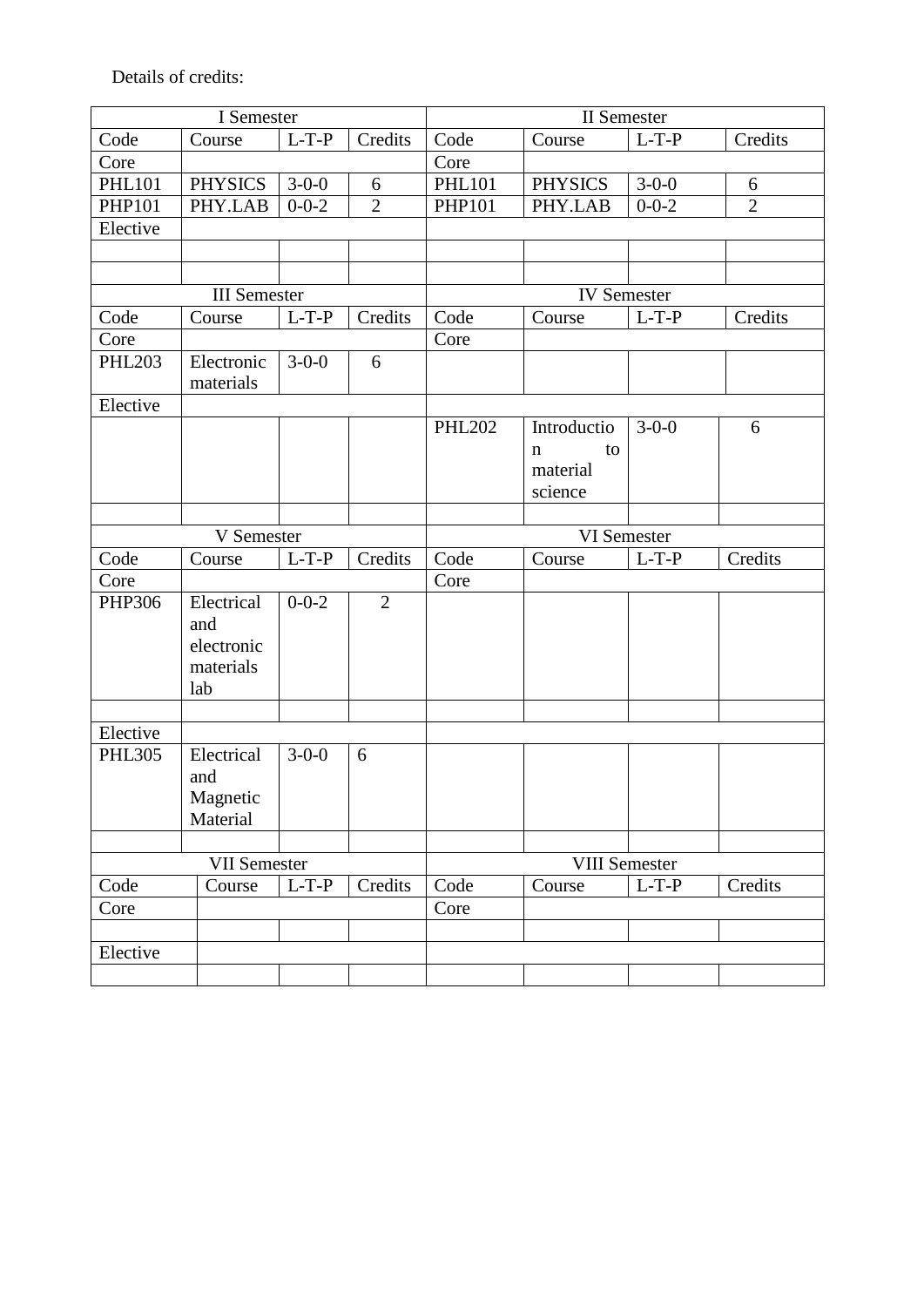Details of credits:

| I Semester | | | | II Semester | | | |
|---|---|---|---|---|---|---|---|
| Code | Course | L-T-P | Credits | Code | Course | L-T-P | Credits |
| Core | | | | Core | | | |
| PHL101 | PHYSICS | 3-0-0 | 6 | PHL101 | PHYSICS | 3-0-0 | 6 |
| PHP101 | PHY.LAB | 0-0-2 | 2 | PHP101 | PHY.LAB | 0-0-2 | 2 |
| Elective | | | | | | | |
| | | | | | | | |
| | | | | | | | |
| III Semester | | | | IV Semester | | | |
| Code | Course | L-T-P | Credits | Code | Course | L-T-P | Credits |
| Core | | | | Core | | | |
| PHL203 | Electronic materials | 3-0-0 | 6 | | | | |
| Elective | | | | | | | |
| | | | | PHL202 | Introduction to material science | 3-0-0 | 6 |
| | | | | | | | |
| V Semester | | | | VI Semester | | | |
| Code | Course | L-T-P | Credits | Code | Course | L-T-P | Credits |
| Core | | | | Core | | | |
| PHP306 | Electrical and electronic materials lab | 0-0-2 | 2 | | | | |
| | | | | | | | |
| Elective | | | | | | | |
| PHL305 | Electrical and Magnetic Material | 3-0-0 | 6 | | | | |
| | | | | | | | |
| VII Semester | | | | VIII Semester | | | |
| Code | Course | L-T-P | Credits | Code | Course | L-T-P | Credits |
| Core | | | | Core | | | |
| | | | | | | | |
| Elective | | | | | | | |
| | | | | | | | |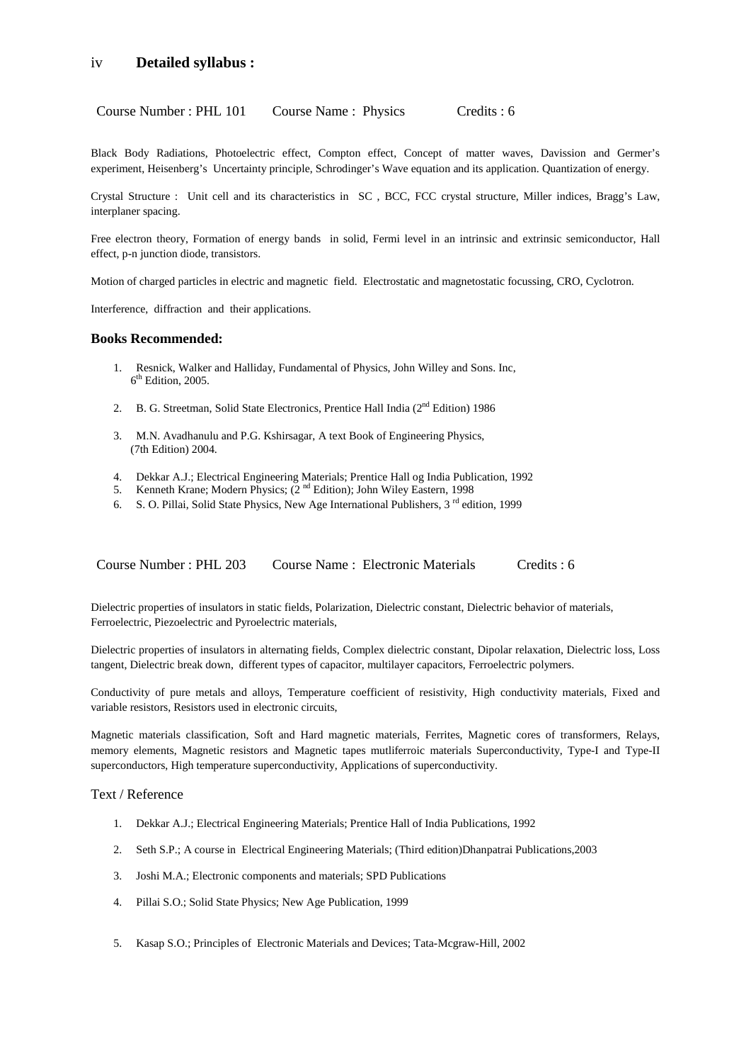## iv **Detailed syllabus :**

Course Number : PHL 101 Course Name : Physics Credits : 6

Black Body Radiations, Photoelectric effect, Compton effect, Concept of matter waves, Davission and Germer's experiment, Heisenberg's Uncertainty principle, Schrodinger's Wave equation and its application. Quantization of energy.

Crystal Structure : Unit cell and its characteristics in SC , BCC, FCC crystal structure, Miller indices, Bragg's Law, interplaner spacing.

Free electron theory, Formation of energy bands in solid, Fermi level in an intrinsic and extrinsic semiconductor, Hall effect, p-n junction diode, transistors.

Motion of charged particles in electric and magnetic field. Electrostatic and magnetostatic focussing, CRO, Cyclotron.

Interference, diffraction and their applications.

### **Books Recommended:**

1. Resnick, Walker and Halliday, Fundamental of Physics, John Willey and Sons. Inc, 6th Edition, 2005.
2. B. G. Streetman, Solid State Electronics, Prentice Hall India (2nd Edition) 1986
3. M.N. Avadhanulu and P.G. Kshirsagar, A text Book of Engineering Physics, (7th Edition) 2004.
4. Dekkar A.J.; Electrical Engineering Materials; Prentice Hall og India Publication, 1992
5. Kenneth Krane; Modern Physics; (2 nd Edition); John Wiley Eastern, 1998
6. S. O. Pillai, Solid State Physics, New Age International Publishers, 3 rd edition, 1999

Course Number : PHL 203 Course Name : Electronic Materials Credits : 6

Dielectric properties of insulators in static fields, Polarization, Dielectric constant, Dielectric behavior of materials, Ferroelectric, Piezoelectric and Pyroelectric materials,

Dielectric properties of insulators in alternating fields, Complex dielectric constant, Dipolar relaxation, Dielectric loss, Loss tangent, Dielectric break down, different types of capacitor, multilayer capacitors, Ferroelectric polymers.

Conductivity of pure metals and alloys, Temperature coefficient of resistivity, High conductivity materials, Fixed and variable resistors, Resistors used in electronic circuits,

Magnetic materials classification, Soft and Hard magnetic materials, Ferrites, Magnetic cores of transformers, Relays, memory elements, Magnetic resistors and Magnetic tapes mutliferroic materials Superconductivity, Type-I and Type-II superconductors, High temperature superconductivity, Applications of superconductivity.

### Text / Reference

1. Dekkar A.J.; Electrical Engineering Materials; Prentice Hall of India Publications, 1992
2. Seth S.P.; A course in Electrical Engineering Materials; (Third edition)Dhanpatrai Publications,2003
3. Joshi M.A.; Electronic components and materials; SPD Publications
4. Pillai S.O.; Solid State Physics; New Age Publication, 1999
5. Kasap S.O.; Principles of Electronic Materials and Devices; Tata-Mcgraw-Hill, 2002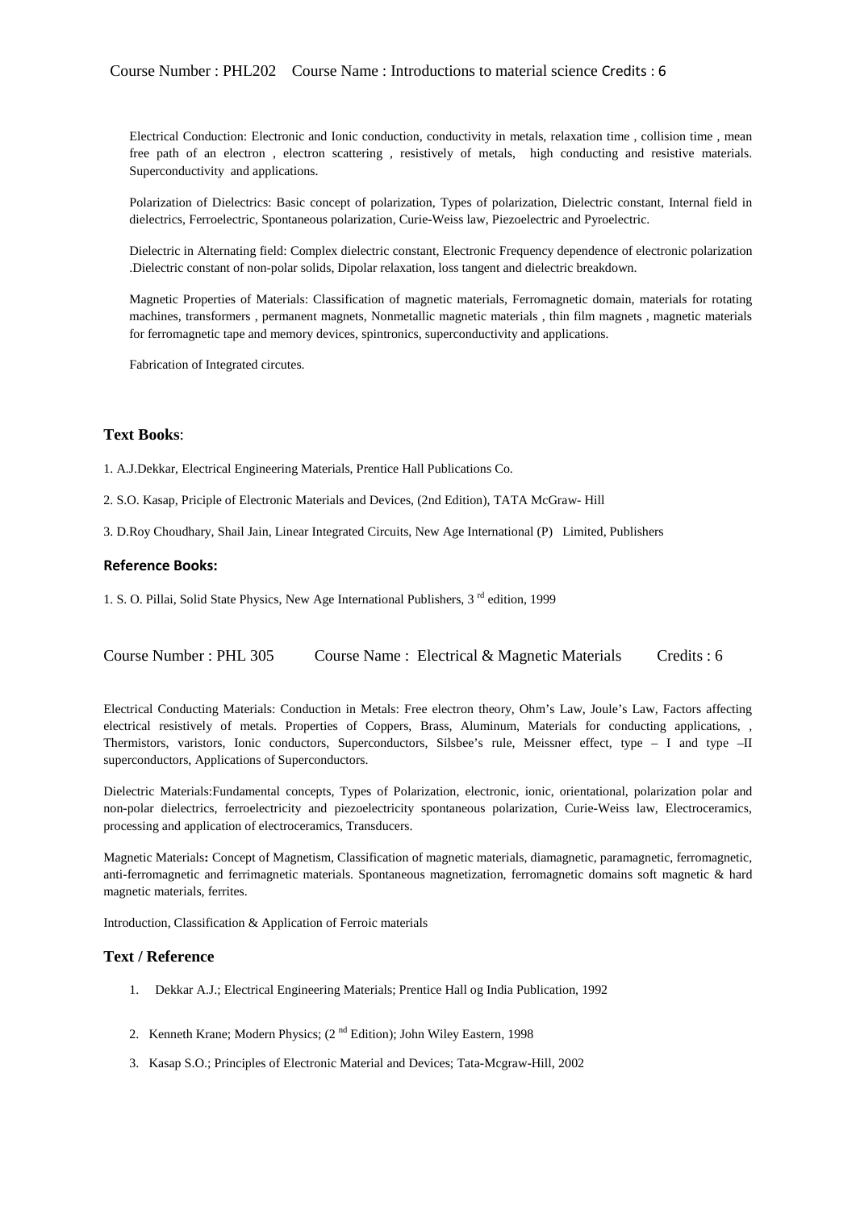Course Number : PHL202 Course Name : Introductions to material science Credits : 6

Electrical Conduction: Electronic and Ionic conduction, conductivity in metals, relaxation time , collision time , mean free path of an electron , electron scattering , resistively of metals, high conducting and resistive materials. Superconductivity and applications.

Polarization of Dielectrics: Basic concept of polarization, Types of polarization, Dielectric constant, Internal field in dielectrics, Ferroelectric, Spontaneous polarization, Curie-Weiss law, Piezoelectric and Pyroelectric.

Dielectric in Alternating field: Complex dielectric constant, Electronic Frequency dependence of electronic polarization .Dielectric constant of non-polar solids, Dipolar relaxation, loss tangent and dielectric breakdown.

Magnetic Properties of Materials: Classification of magnetic materials, Ferromagnetic domain, materials for rotating machines, transformers , permanent magnets, Nonmetallic magnetic materials , thin film magnets , magnetic materials for ferromagnetic tape and memory devices, spintronics, superconductivity and applications.

Fabrication of Integrated circutes.

**Text Books**:

1. A.J.Dekkar, Electrical Engineering Materials, Prentice Hall Publications Co.
2. S.O. Kasap, Priciple of Electronic Materials and Devices, (2nd Edition), TATA McGraw- Hill
3. D.Roy Choudhary, Shail Jain, Linear Integrated Circuits, New Age International (P) Limited, Publishers

**Reference Books:**

1. S. O. Pillai, Solid State Physics, New Age International Publishers, 3rd edition, 1999

Course Number : PHL 305 Course Name : Electrical & Magnetic Materials Credits : 6

Electrical Conducting Materials: Conduction in Metals: Free electron theory, Ohm's Law, Joule's Law, Factors affecting electrical resistively of metals. Properties of Coppers, Brass, Aluminum, Materials for conducting applications, , Thermistors, varistors, Ionic conductors, Superconductors, Silsbee's rule, Meissner effect, type – I and type –II superconductors, Applications of Superconductors.

Dielectric Materials:Fundamental concepts, Types of Polarization, electronic, ionic, orientational, polarization polar and non-polar dielectrics, ferroelectricity and piezoelectricity spontaneous polarization, Curie-Weiss law, Electroceramics, processing and application of electroceramics, Transducers.

Magnetic Materials**:** Concept of Magnetism, Classification of magnetic materials, diamagnetic, paramagnetic, ferromagnetic, anti-ferromagnetic and ferrimagnetic materials. Spontaneous magnetization, ferromagnetic domains soft magnetic & hard magnetic materials, ferrites.

Introduction, Classification & Application of Ferroic materials

**Text / Reference**

1. Dekkar A.J.; Electrical Engineering Materials; Prentice Hall og India Publication, 1992
2. Kenneth Krane; Modern Physics; (2nd Edition); John Wiley Eastern, 1998
3. Kasap S.O.; Principles of Electronic Material and Devices; Tata-Mcgraw-Hill, 2002